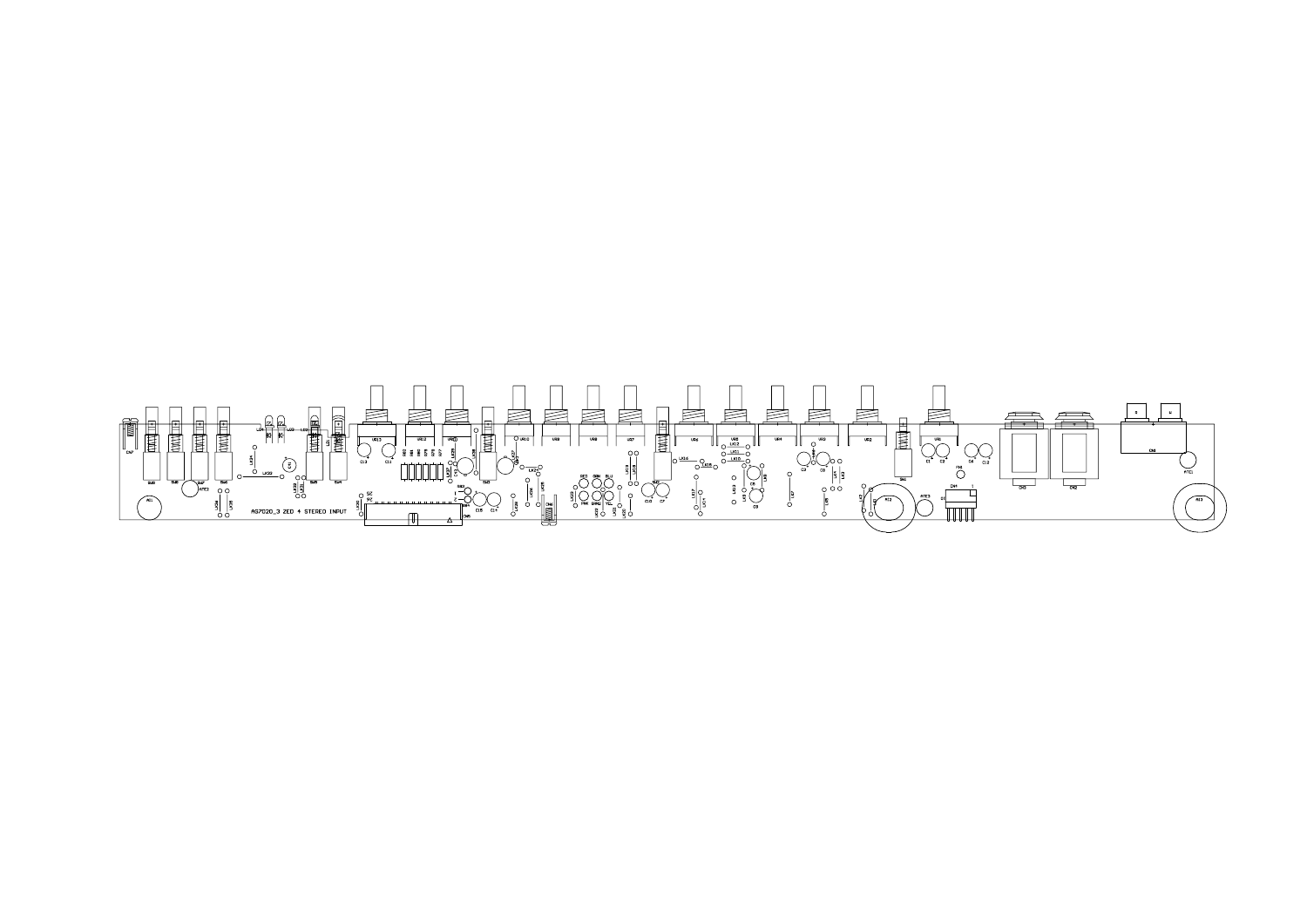AG7020_3 ZED 4 STEREO INPUT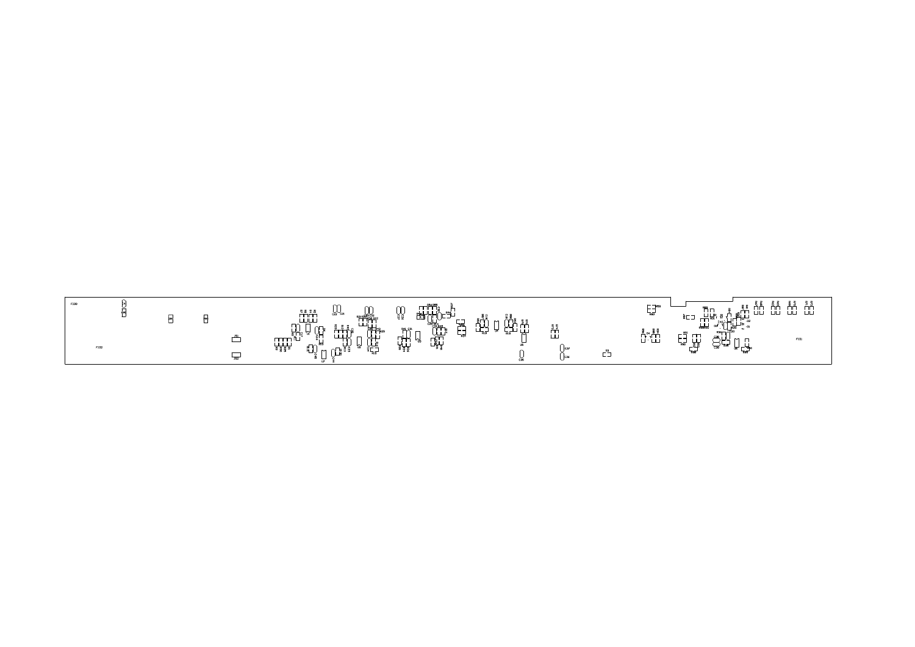FID0

FID2

FB1

FB2

C36

FID1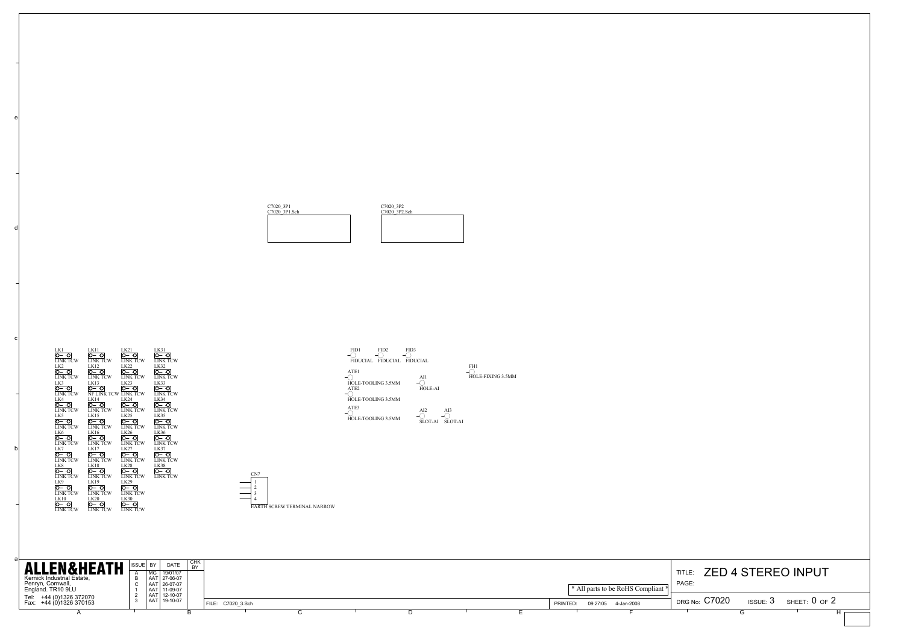C7020_3P1
C7020_3P1.Sch

C7020_3P2
C7020_3P2.Sch

| | | | |
|---|---|---|---|
| LK1 LINK TCW | LK11 LINK TCW | LK21 LINK TCW | LK31 LINK TCW |
| LK2 LINK TCW | LK12 LINK TCW | LK22 LINK TCW | LK32 LINK TCW |
| LK3 LINK TCW | LK13 NF LINK TCW | LK23 LINK TCW | LK33 LINK TCW |
| LK4 LINK TCW | LK14 LINK TCW | LK24 LINK TCW | LK34 LINK TCW |
| LK5 LINK TCW | LK15 LINK TCW | LK25 LINK TCW | LK35 LINK TCW |
| LK6 LINK TCW | LK16 LINK TCW | LK26 LINK TCW | LK36 LINK TCW |
| LK7 LINK TCW | LK17 LINK TCW | LK27 LINK TCW | LK37 LINK TCW |
| LK8 LINK TCW | LK18 LINK TCW | LK28 LINK TCW | LK38 LINK TCW |
| LK9 LINK TCW | LK19 LINK TCW | LK29 LINK TCW | |
| LK10 LINK TCW | LK20 LINK TCW | LK30 LINK TCW | |

CN7
1
2
3
4
EARTH SCREW TERMINAL NARROW

FID1 FIDUCIAL
FID2 FIDUCIAL
FID3 FIDUCIAL

ATE1 HOLE-TOOLING 3.5MM
ATE2 HOLE-TOOLING 3.5MM
ATE3 HOLE-TOOLING 3.5MM

AI1 HOLE-AI
AI2 SLOT-AI
AI3 SLOT-AI

FH1 HOLE-FIXING 3.5MM

**ALLEN&HEATH**
Kernick Industrial Estate,
Penryn, Cornwall,
England. TR10 9LU
Tel: +44 (0)1326 372070
Fax: +44 (0)1326 370153

| ISSUE | BY | DATE | CHK BY |
|---|---|---|---|
| A | MG | 19/01/07 | |
| B | AAT | 27-06-07 | |
| C | AAT | 26-07-07 | |
| 1 | AAT | 11-09-07 | |
| 2 | AAT | 12-10-07 | |
| 3 | AAT | 19-10-07 | |

FILE: C7020_3.Sch

* All parts to be RoHS Compliant *

PRINTED: 09:27:05 4-Jan-2008

TITLE: ZED 4 STEREO INPUT
PAGE:

DRG No: C7020 ISSUE: 3 SHEET: 0 OF 2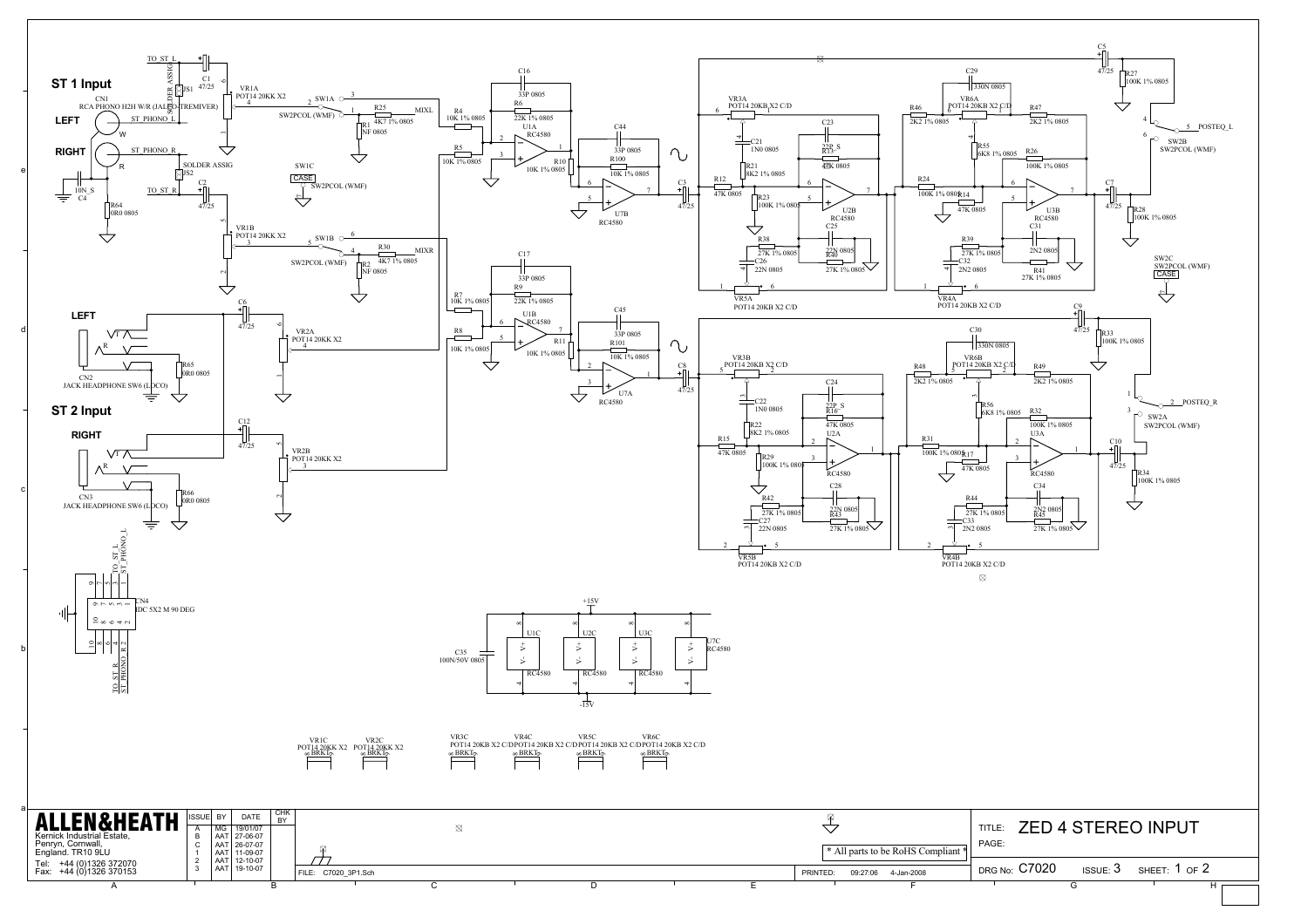ST 1 Input

ST 2 Input

LEFT

RIGHT

LEFT

RIGHT

| ALLEN&HEATH | ISSUE | BY | DATE | CHK BY |
|---|---|---|---|---|
| Kernick Industrial Estate, Penryn, Cornwall, England. TR10 9LU | A | MG | 19/01/07 | |
| Tel: +44 (0)1326 372070 | B | AAT | 27-06-07 | |
| Fax: +44 (0)1326 370153 | C | AAT | 26-07-07 | |
| | 1 | AAT | 11-09-07 | |
| | 2 | AAT | 12-10-07 | |
| | 3 | AAT | 19-10-07 | |

\* All parts to be RoHS Compliant \*

FILE: C7020_3P1.Sch

PRINTED: 09:27:06 4-Jan-2008

TITLE: ZED 4 STEREO INPUT

PAGE:

DRG No: C7020 ISSUE: 3 SHEET: 1 OF 2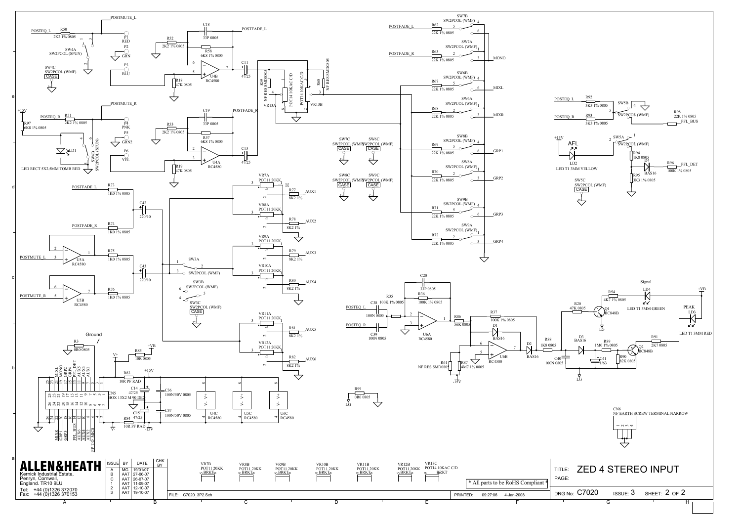Title: ZED 4 STEREO INPUT

DRG No: C7020 — ISSUE: 3 — SHEET: 2 OF 2

FILE: C7020_3P2.Sch — PRINTED: 09:27:06 4-Jan-2008

\* All parts to be RoHS Compliant \*

**ALLEN&HEATH**
Kernick Industrial Estate,
Penryn, Cornwall,
England. TR10 9LU
Tel: +44 (0)1326 372070
Fax: +44 (0)1326 370153

| ISSUE | BY | DATE | CHK BY |
|---|---|---|---|
| A | MG | 19/01/07 | |
| B | AAT | 27-06-07 | |
| C | AAT | 26-07-07 | |
| 1 | AAT | 11-09-07 | |
| 2 | AAT | 12-10-07 | |
| 3 | AAT | 19-10-07 | |